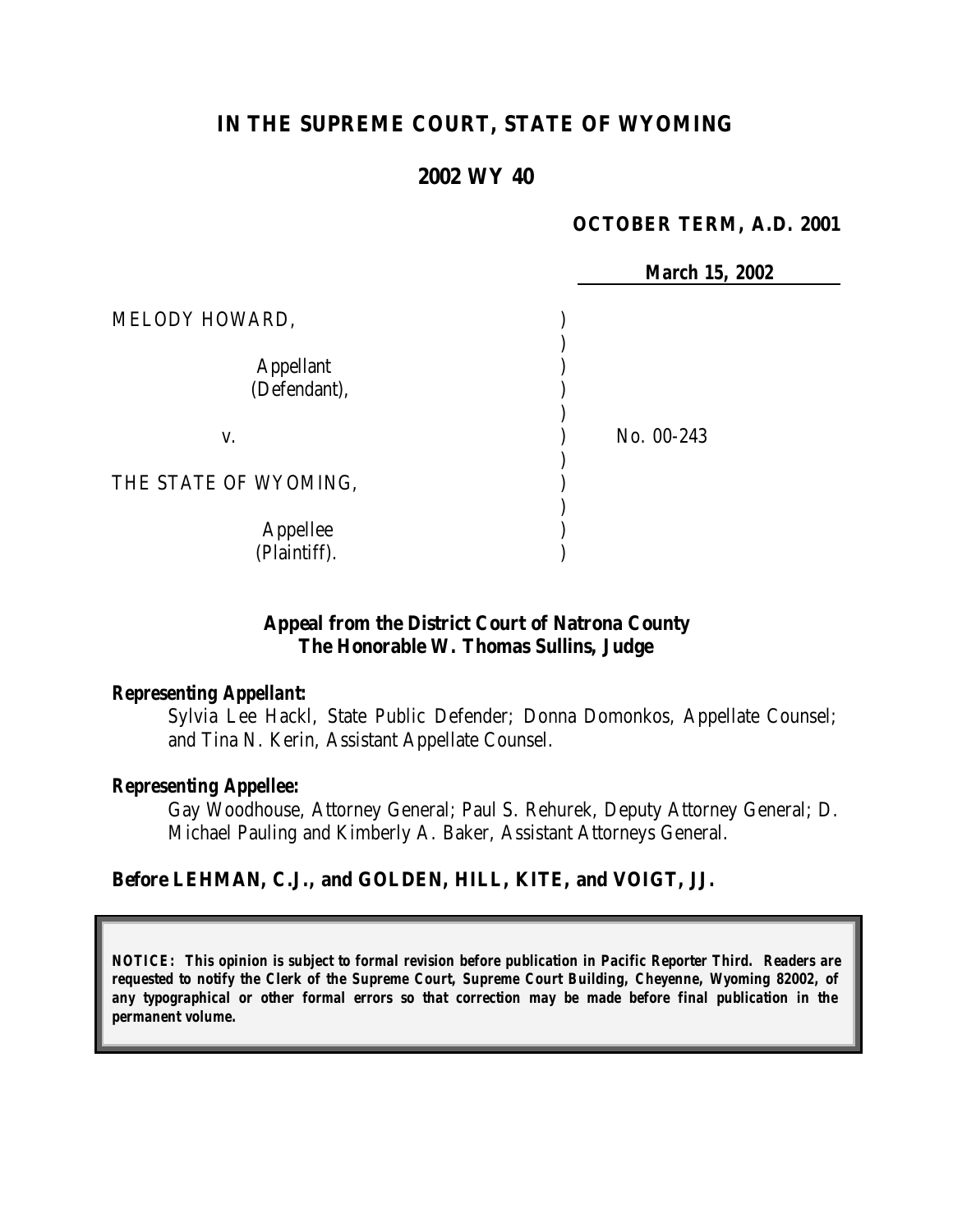# IN THE SUPREME COURT, STATE OF WYOMING

## 2002 WY 40

**OCTOBER TERM, A.D. 2001**

**March 15, 2002**

| | | |
|---|---|---|
| MELODY HOWARD, | ) | |
| | ) | |
| Appellant (Defendant), | ) | |
| | ) | |
| v. | ) | No. 00-243 |
| | ) | |
| THE STATE OF WYOMING, | ) | |
| | ) | |
| Appellee (Plaintiff). | ) | |

**Appeal from the District Court of Natrona County**
**The Honorable W. Thomas Sullins, Judge**

***Representing Appellant:***

Sylvia Lee Hackl, State Public Defender; Donna Domonkos, Appellate Counsel; and Tina N. Kerin, Assistant Appellate Counsel.

***Representing Appellee:***

Gay Woodhouse, Attorney General; Paul S. Rehurek, Deputy Attorney General; D. Michael Pauling and Kimberly A. Baker, Assistant Attorneys General.

**Before LEHMAN, C.J., and GOLDEN, HILL, KITE, and VOIGT, JJ.**

***NOTICE: This opinion is subject to formal revision before publication in Pacific Reporter Third. Readers are requested to notify the Clerk of the Supreme Court, Supreme Court Building, Cheyenne, Wyoming 82002, of any typographical or other formal errors so that correction may be made before final publication in the permanent volume.***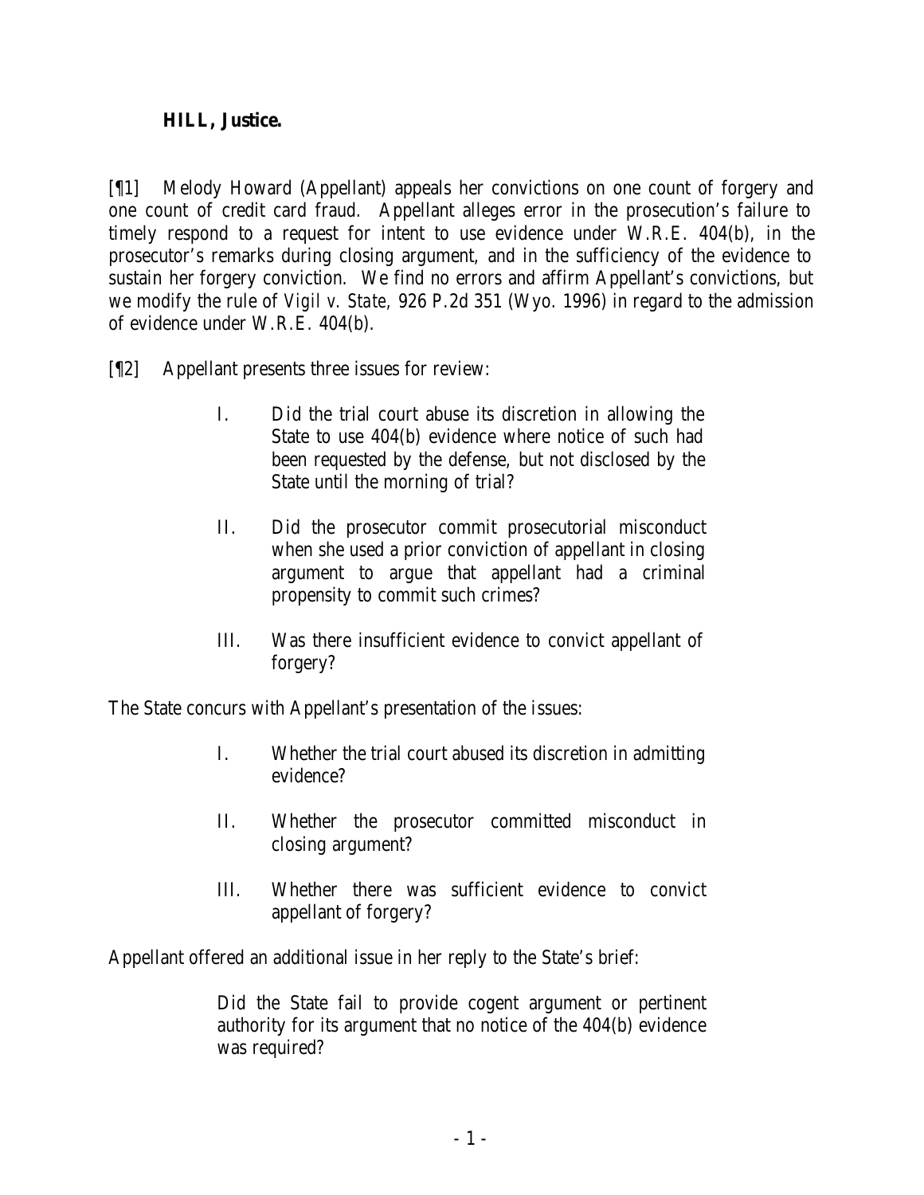**HILL, Justice.**

[¶1] Melody Howard (Appellant) appeals her convictions on one count of forgery and one count of credit card fraud. Appellant alleges error in the prosecution's failure to timely respond to a request for intent to use evidence under W.R.E. 404(b), in the prosecutor's remarks during closing argument, and in the sufficiency of the evidence to sustain her forgery conviction. We find no errors and affirm Appellant's convictions, but we modify the rule of *Vigil v. State*, 926 P.2d 351 (Wyo. 1996) in regard to the admission of evidence under W.R.E. 404(b).

[¶2] Appellant presents three issues for review:

> I. Did the trial court abuse its discretion in allowing the State to use 404(b) evidence where notice of such had been requested by the defense, but not disclosed by the State until the morning of trial?
>
> II. Did the prosecutor commit prosecutorial misconduct when she used a prior conviction of appellant in closing argument to argue that appellant had a criminal propensity to commit such crimes?
>
> III. Was there insufficient evidence to convict appellant of forgery?

The State concurs with Appellant's presentation of the issues:

> I. Whether the trial court abused its discretion in admitting evidence?
>
> II. Whether the prosecutor committed misconduct in closing argument?
>
> III. Whether there was sufficient evidence to convict appellant of forgery?

Appellant offered an additional issue in her reply to the State's brief:

> Did the State fail to provide cogent argument or pertinent authority for its argument that no notice of the 404(b) evidence was required?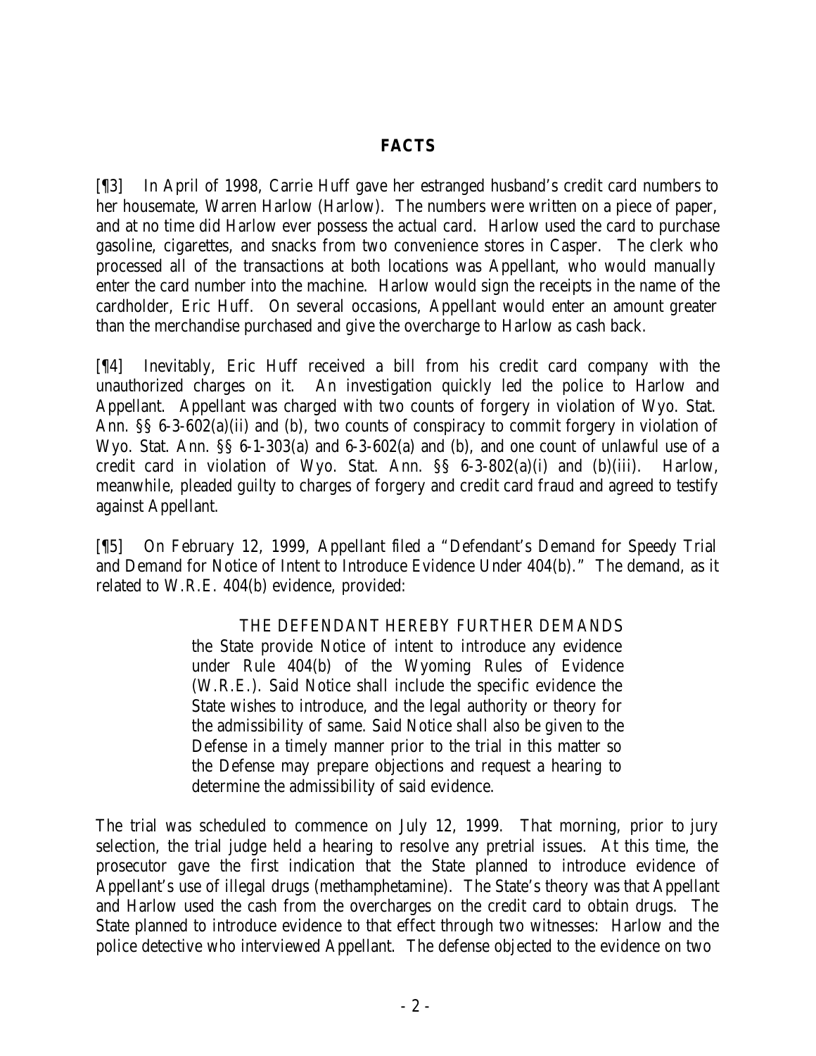## FACTS

[¶3] In April of 1998, Carrie Huff gave her estranged husband's credit card numbers to her housemate, Warren Harlow (Harlow). The numbers were written on a piece of paper, and at no time did Harlow ever possess the actual card. Harlow used the card to purchase gasoline, cigarettes, and snacks from two convenience stores in Casper. The clerk who processed all of the transactions at both locations was Appellant, who would manually enter the card number into the machine. Harlow would sign the receipts in the name of the cardholder, Eric Huff. On several occasions, Appellant would enter an amount greater than the merchandise purchased and give the overcharge to Harlow as cash back.

[¶4] Inevitably, Eric Huff received a bill from his credit card company with the unauthorized charges on it. An investigation quickly led the police to Harlow and Appellant. Appellant was charged with two counts of forgery in violation of Wyo. Stat. Ann. §§ 6-3-602(a)(ii) and (b), two counts of conspiracy to commit forgery in violation of Wyo. Stat. Ann. §§ 6-1-303(a) and 6-3-602(a) and (b), and one count of unlawful use of a credit card in violation of Wyo. Stat. Ann. §§ 6-3-802(a)(i) and (b)(iii). Harlow, meanwhile, pleaded guilty to charges of forgery and credit card fraud and agreed to testify against Appellant.

[¶5] On February 12, 1999, Appellant filed a "Defendant's Demand for Speedy Trial and Demand for Notice of Intent to Introduce Evidence Under 404(b)." The demand, as it related to W.R.E. 404(b) evidence, provided:

> THE DEFENDANT HEREBY FURTHER DEMANDS the State provide Notice of intent to introduce any evidence under Rule 404(b) of the Wyoming Rules of Evidence (W.R.E.). Said Notice shall include the specific evidence the State wishes to introduce, and the legal authority or theory for the admissibility of same. Said Notice shall also be given to the Defense in a timely manner prior to the trial in this matter so the Defense may prepare objections and request a hearing to determine the admissibility of said evidence.

The trial was scheduled to commence on July 12, 1999. That morning, prior to jury selection, the trial judge held a hearing to resolve any pretrial issues. At this time, the prosecutor gave the first indication that the State planned to introduce evidence of Appellant's use of illegal drugs (methamphetamine). The State's theory was that Appellant and Harlow used the cash from the overcharges on the credit card to obtain drugs. The State planned to introduce evidence to that effect through two witnesses: Harlow and the police detective who interviewed Appellant. The defense objected to the evidence on two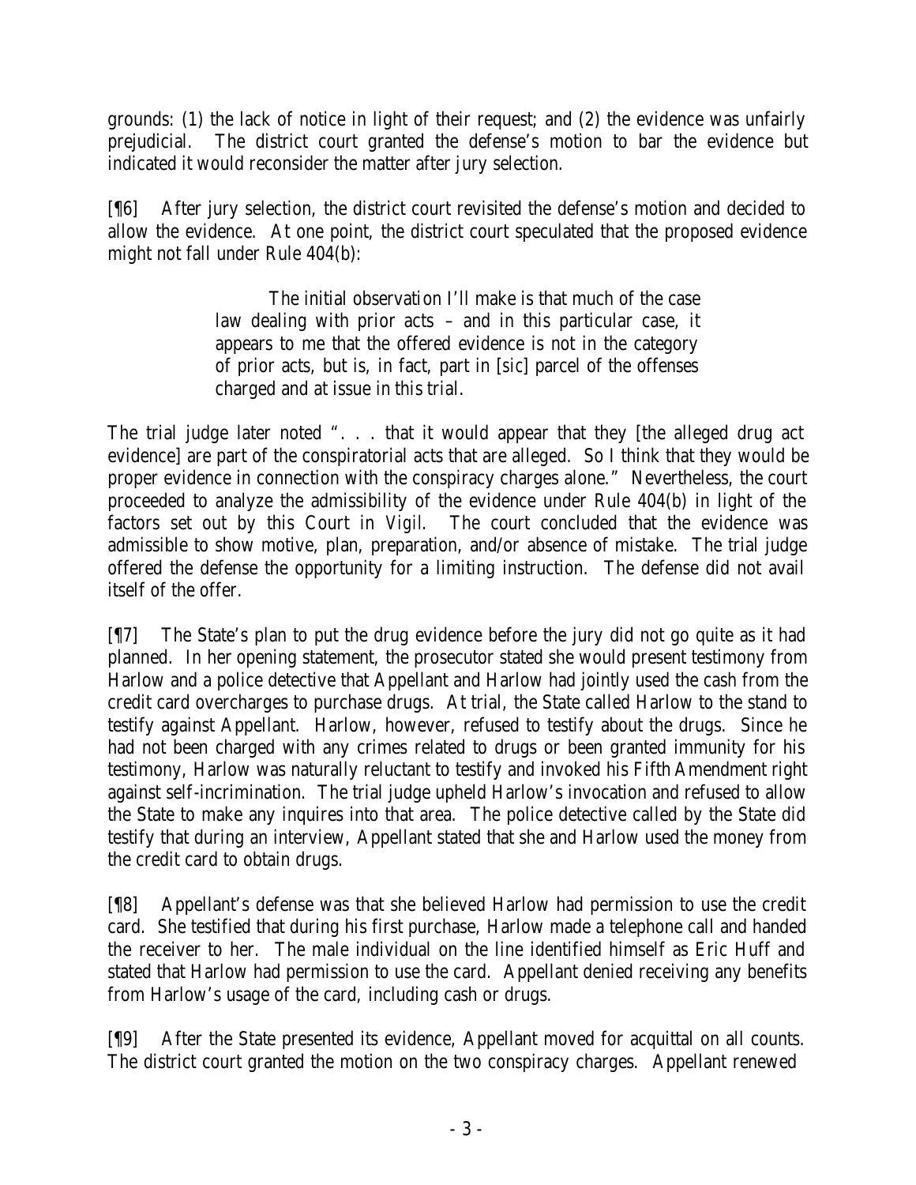grounds: (1) the lack of notice in light of their request; and (2) the evidence was unfairly prejudicial. The district court granted the defense's motion to bar the evidence but indicated it would reconsider the matter after jury selection.

[¶6] After jury selection, the district court revisited the defense's motion and decided to allow the evidence. At one point, the district court speculated that the proposed evidence might not fall under Rule 404(b):

> The initial observation I'll make is that much of the case law dealing with prior acts – and in this particular case, it appears to me that the offered evidence is not in the category of prior acts, but is, in fact, part in [*sic*] parcel of the offenses charged and at issue in this trial.

The trial judge later noted ". . . that it would appear that they [the alleged drug act evidence] are part of the conspiratorial acts that are alleged. So I think that they would be proper evidence in connection with the conspiracy charges alone." Nevertheless, the court proceeded to analyze the admissibility of the evidence under Rule 404(b) in light of the factors set out by this Court in *Vigil*. The court concluded that the evidence was admissible to show motive, plan, preparation, and/or absence of mistake. The trial judge offered the defense the opportunity for a limiting instruction. The defense did not avail itself of the offer.

[¶7] The State's plan to put the drug evidence before the jury did not go quite as it had planned. In her opening statement, the prosecutor stated she would present testimony from Harlow and a police detective that Appellant and Harlow had jointly used the cash from the credit card overcharges to purchase drugs. At trial, the State called Harlow to the stand to testify against Appellant. Harlow, however, refused to testify about the drugs. Since he had not been charged with any crimes related to drugs or been granted immunity for his testimony, Harlow was naturally reluctant to testify and invoked his Fifth Amendment right against self-incrimination. The trial judge upheld Harlow's invocation and refused to allow the State to make any inquires into that area. The police detective called by the State did testify that during an interview, Appellant stated that she and Harlow used the money from the credit card to obtain drugs.

[¶8] Appellant's defense was that she believed Harlow had permission to use the credit card. She testified that during his first purchase, Harlow made a telephone call and handed the receiver to her. The male individual on the line identified himself as Eric Huff and stated that Harlow had permission to use the card. Appellant denied receiving any benefits from Harlow's usage of the card, including cash or drugs.

[¶9] After the State presented its evidence, Appellant moved for acquittal on all counts. The district court granted the motion on the two conspiracy charges. Appellant renewed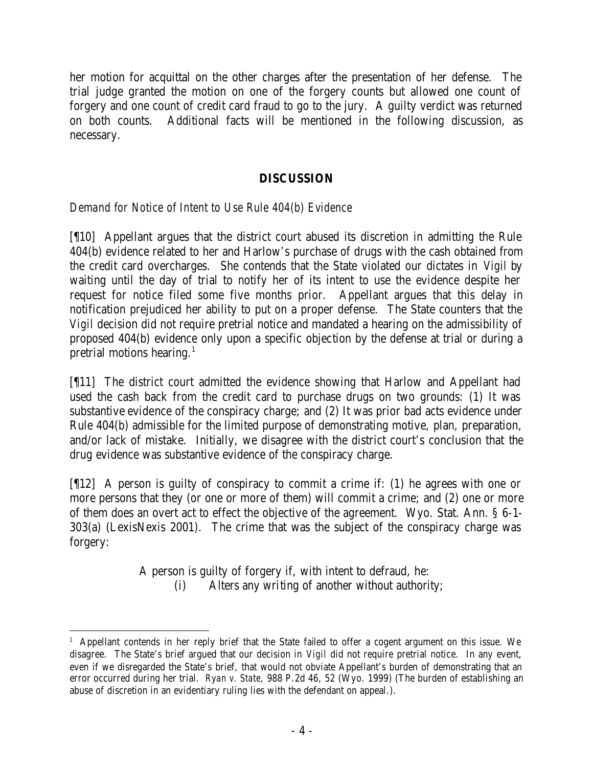her motion for acquittal on the other charges after the presentation of her defense. The trial judge granted the motion on one of the forgery counts but allowed one count of forgery and one count of credit card fraud to go to the jury. A guilty verdict was returned on both counts. Additional facts will be mentioned in the following discussion, as necessary.

## DISCUSSION

*Demand for Notice of Intent to Use Rule 404(b) Evidence*

[¶10] Appellant argues that the district court abused its discretion in admitting the Rule 404(b) evidence related to her and Harlow's purchase of drugs with the cash obtained from the credit card overcharges. She contends that the State violated our dictates in *Vigil* by waiting until the day of trial to notify her of its intent to use the evidence despite her request for notice filed some five months prior. Appellant argues that this delay in notification prejudiced her ability to put on a proper defense. The State counters that the *Vigil* decision did not require pretrial notice and mandated a hearing on the admissibility of proposed 404(b) evidence only upon a specific objection by the defense at trial or during a pretrial motions hearing.[1]

[¶11] The district court admitted the evidence showing that Harlow and Appellant had used the cash back from the credit card to purchase drugs on two grounds: (1) It was substantive evidence of the conspiracy charge; and (2) It was prior bad acts evidence under Rule 404(b) admissible for the limited purpose of demonstrating motive, plan, preparation, and/or lack of mistake. Initially, we disagree with the district court's conclusion that the drug evidence was substantive evidence of the conspiracy charge.

[¶12] A person is guilty of conspiracy to commit a crime if: (1) he agrees with one or more persons that they (or one or more of them) will commit a crime; and (2) one or more of them does an overt act to effect the objective of the agreement. Wyo. Stat. Ann. § 6-1-303(a) (LexisNexis 2001). The crime that was the subject of the conspiracy charge was forgery:

> A person is guilty of forgery if, with intent to defraud, he:
>
> (i) Alters any writing of another without authority;

---

[1] Appellant contends in her reply brief that the State failed to offer a cogent argument on this issue. We disagree. The State's brief argued that our decision in *Vigil* did not require pretrial notice. In any event, even if we disregarded the State's brief, that would not obviate Appellant's burden of demonstrating that an error occurred during her trial. *Ryan v. State*, 988 P.2d 46, 52 (Wyo. 1999) (The burden of establishing an abuse of discretion in an evidentiary ruling lies with the defendant on appeal.).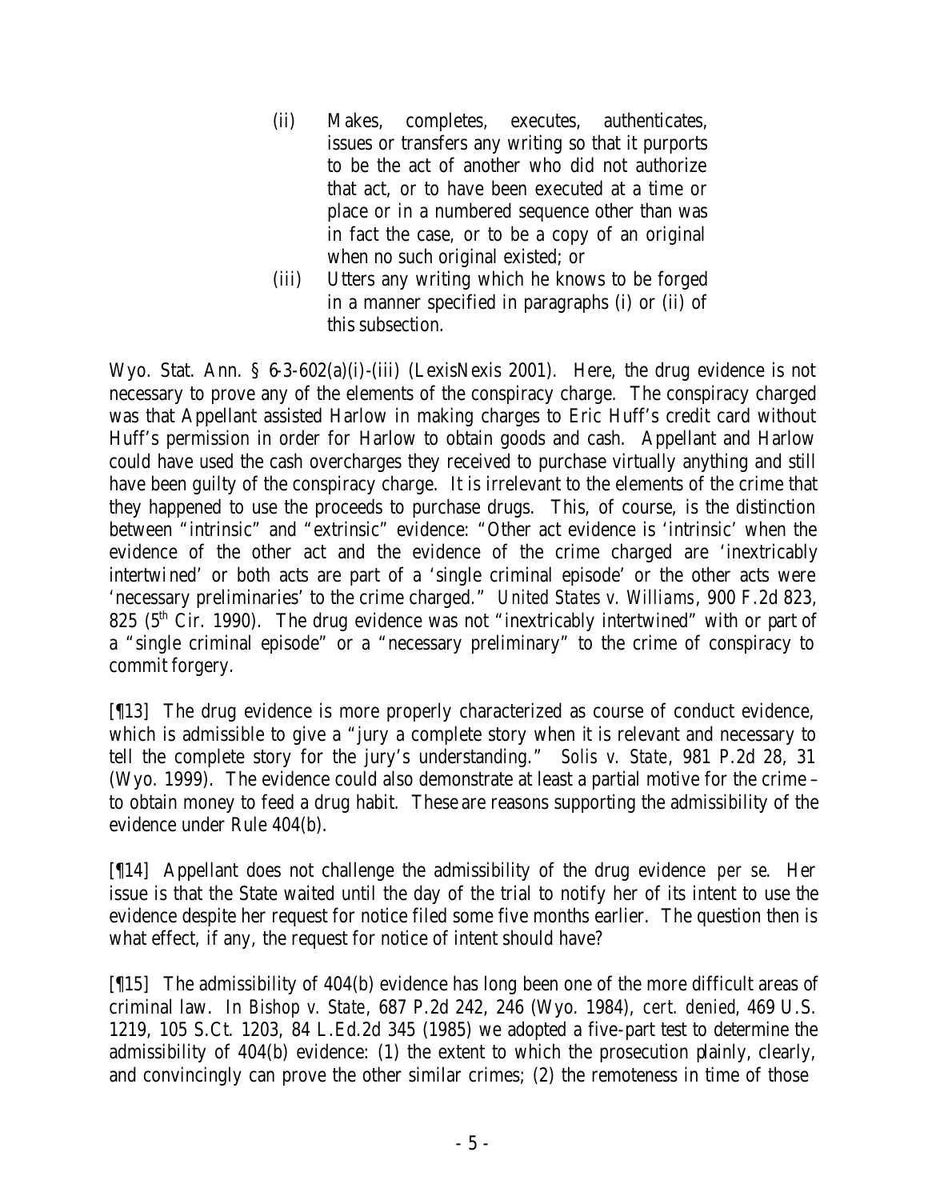> (ii) Makes, completes, executes, authenticates, issues or transfers any writing so that it purports to be the act of another who did not authorize that act, or to have been executed at a time or place or in a numbered sequence other than was in fact the case, or to be a copy of an original when no such original existed; or
>
> (iii) Utters any writing which he knows to be forged in a manner specified in paragraphs (i) or (ii) of this subsection.

Wyo. Stat. Ann. § 6-3-602(a)(i)-(iii) (LexisNexis 2001). Here, the drug evidence is not necessary to prove any of the elements of the conspiracy charge. The conspiracy charged was that Appellant assisted Harlow in making charges to Eric Huff's credit card without Huff's permission in order for Harlow to obtain goods and cash. Appellant and Harlow could have used the cash overcharges they received to purchase virtually anything and still have been guilty of the conspiracy charge. It is irrelevant to the elements of the crime that they happened to use the proceeds to purchase drugs. This, of course, is the distinction between "intrinsic" and "extrinsic" evidence: "Other act evidence is 'intrinsic' when the evidence of the other act and the evidence of the crime charged are 'inextricably intertwined' or both acts are part of a 'single criminal episode' or the other acts were 'necessary preliminaries' to the crime charged." *United States v. Williams*, 900 F.2d 823, 825 (5th Cir. 1990). The drug evidence was not "inextricably intertwined" with or part of a "single criminal episode" or a "necessary preliminary" to the crime of conspiracy to commit forgery.

[¶13] The drug evidence is more properly characterized as course of conduct evidence, which is admissible to give a "jury a complete story when it is relevant and necessary to tell the complete story for the jury's understanding." *Solis v. State*, 981 P.2d 28, 31 (Wyo. 1999). The evidence could also demonstrate at least a partial motive for the crime – to obtain money to feed a drug habit. These are reasons supporting the admissibility of the evidence under Rule 404(b).

[¶14] Appellant does not challenge the admissibility of the drug evidence *per se*. Her issue is that the State waited until the day of the trial to notify her of its intent to use the evidence despite her request for notice filed some five months earlier. The question then is what effect, if any, the request for notice of intent should have?

[¶15] The admissibility of 404(b) evidence has long been one of the more difficult areas of criminal law. In *Bishop v. State*, 687 P.2d 242, 246 (Wyo. 1984), *cert. denied*, 469 U.S. 1219, 105 S.Ct. 1203, 84 L.Ed.2d 345 (1985) we adopted a five-part test to determine the admissibility of 404(b) evidence: (1) the extent to which the prosecution plainly, clearly, and convincingly can prove the other similar crimes; (2) the remoteness in time of those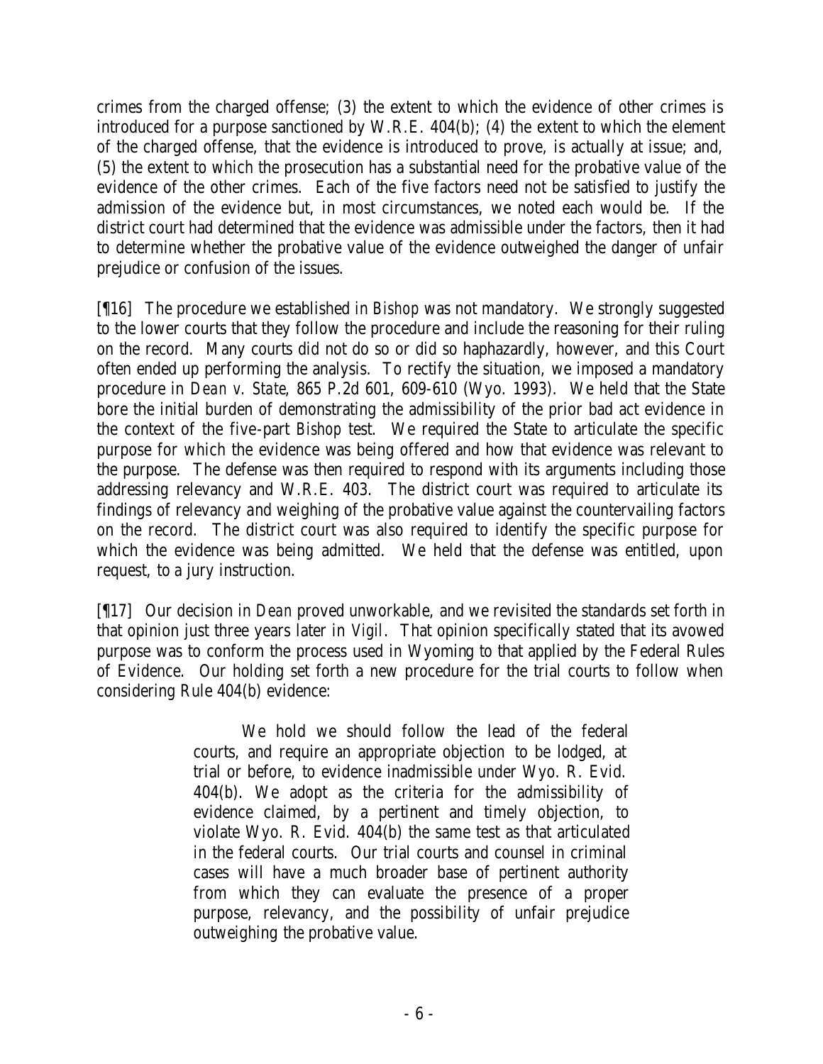crimes from the charged offense; (3) the extent to which the evidence of other crimes is introduced for a purpose sanctioned by W.R.E. 404(b); (4) the extent to which the element of the charged offense, that the evidence is introduced to prove, is actually at issue; and, (5) the extent to which the prosecution has a substantial need for the probative value of the evidence of the other crimes. Each of the five factors need not be satisfied to justify the admission of the evidence but, in most circumstances, we noted each would be. If the district court had determined that the evidence was admissible under the factors, then it had to determine whether the probative value of the evidence outweighed the danger of unfair prejudice or confusion of the issues.

[¶16] The procedure we established in *Bishop* was not mandatory. We strongly suggested to the lower courts that they follow the procedure and include the reasoning for their ruling on the record. Many courts did not do so or did so haphazardly, however, and this Court often ended up performing the analysis. To rectify the situation, we imposed a mandatory procedure in *Dean v. State*, 865 P.2d 601, 609-610 (Wyo. 1993). We held that the State bore the initial burden of demonstrating the admissibility of the prior bad act evidence in the context of the five-part *Bishop* test. We required the State to articulate the specific purpose for which the evidence was being offered and how that evidence was relevant to the purpose. The defense was then required to respond with its arguments including those addressing relevancy and W.R.E. 403. The district court was required to articulate its findings of relevancy and weighing of the probative value against the countervailing factors on the record. The district court was also required to identify the specific purpose for which the evidence was being admitted. We held that the defense was entitled, upon request, to a jury instruction.

[¶17] Our decision in *Dean* proved unworkable, and we revisited the standards set forth in that opinion just three years later in *Vigil*. That opinion specifically stated that its avowed purpose was to conform the process used in Wyoming to that applied by the Federal Rules of Evidence. Our holding set forth a new procedure for the trial courts to follow when considering Rule 404(b) evidence:

> We hold we should follow the lead of the federal courts, and require an appropriate objection to be lodged, at trial or before, to evidence inadmissible under Wyo. R. Evid. 404(b). We adopt as the criteria for the admissibility of evidence claimed, by a pertinent and timely objection, to violate Wyo. R. Evid. 404(b) the same test as that articulated in the federal courts. Our trial courts and counsel in criminal cases will have a much broader base of pertinent authority from which they can evaluate the presence of a proper purpose, relevancy, and the possibility of unfair prejudice outweighing the probative value.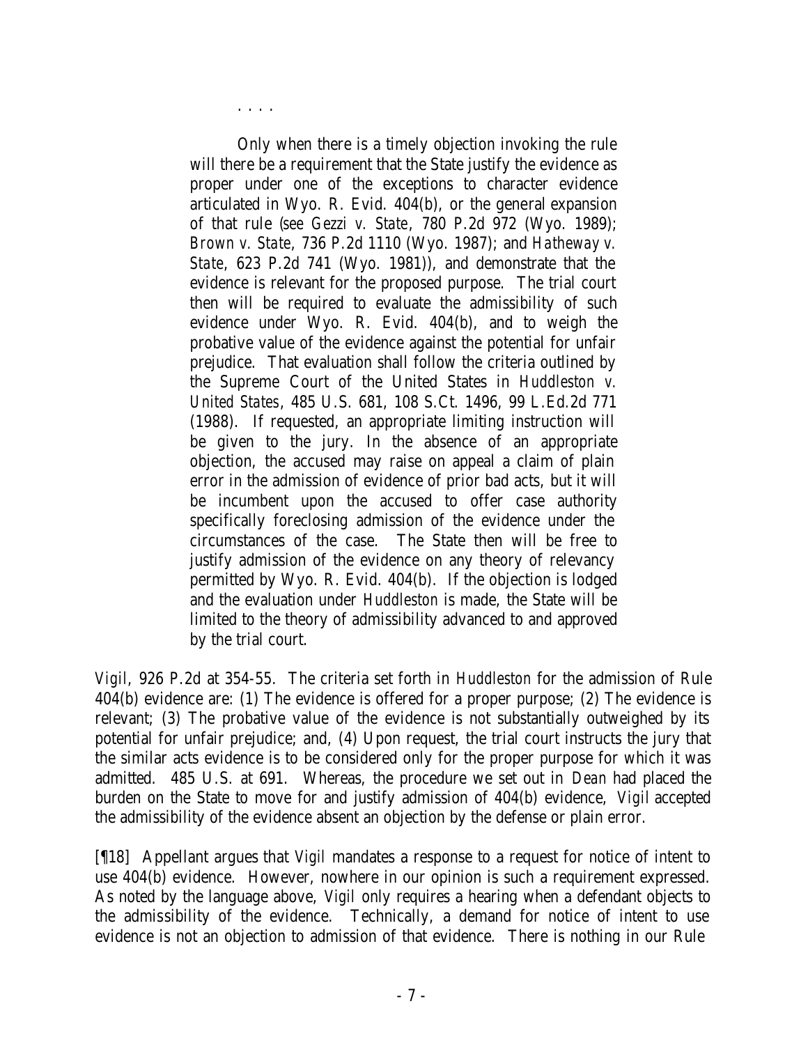> . . . .
>
> Only when there is a timely objection invoking the rule will there be a requirement that the State justify the evidence as proper under one of the exceptions to character evidence articulated in Wyo. R. Evid. 404(b), or the general expansion of that rule (*see Gezzi v. State*, 780 P.2d 972 (Wyo. 1989); *Brown v. State*, 736 P.2d 1110 (Wyo. 1987); and *Hatheway v. State*, 623 P.2d 741 (Wyo. 1981)), and demonstrate that the evidence is relevant for the proposed purpose. The trial court then will be required to evaluate the admissibility of such evidence under Wyo. R. Evid. 404(b), and to weigh the probative value of the evidence against the potential for unfair prejudice. That evaluation shall follow the criteria outlined by the Supreme Court of the United States in *Huddleston v. United States*, 485 U.S. 681, 108 S.Ct. 1496, 99 L.Ed.2d 771 (1988). If requested, an appropriate limiting instruction will be given to the jury. In the absence of an appropriate objection, the accused may raise on appeal a claim of plain error in the admission of evidence of prior bad acts, but it will be incumbent upon the accused to offer case authority specifically foreclosing admission of the evidence under the circumstances of the case. The State then will be free to justify admission of the evidence on any theory of relevancy permitted by Wyo. R. Evid. 404(b). If the objection is lodged and the evaluation under *Huddleston* is made, the State will be limited to the theory of admissibility advanced to and approved by the trial court.

*Vigil*, 926 P.2d at 354-55. The criteria set forth in *Huddleston* for the admission of Rule 404(b) evidence are: (1) The evidence is offered for a proper purpose; (2) The evidence is relevant; (3) The probative value of the evidence is not substantially outweighed by its potential for unfair prejudice; and, (4) Upon request, the trial court instructs the jury that the similar acts evidence is to be considered only for the proper purpose for which it was admitted. 485 U.S. at 691. Whereas, the procedure we set out in *Dean* had placed the burden on the State to move for and justify admission of 404(b) evidence, *Vigil* accepted the admissibility of the evidence absent an objection by the defense or plain error.

[¶18] Appellant argues that *Vigil* mandates a response to a request for notice of intent to use 404(b) evidence. However, nowhere in our opinion is such a requirement expressed. As noted by the language above, *Vigil* only requires a hearing when a defendant objects to the admissibility of the evidence. Technically, a demand for notice of intent to use evidence is not an objection to admission of that evidence. There is nothing in our Rule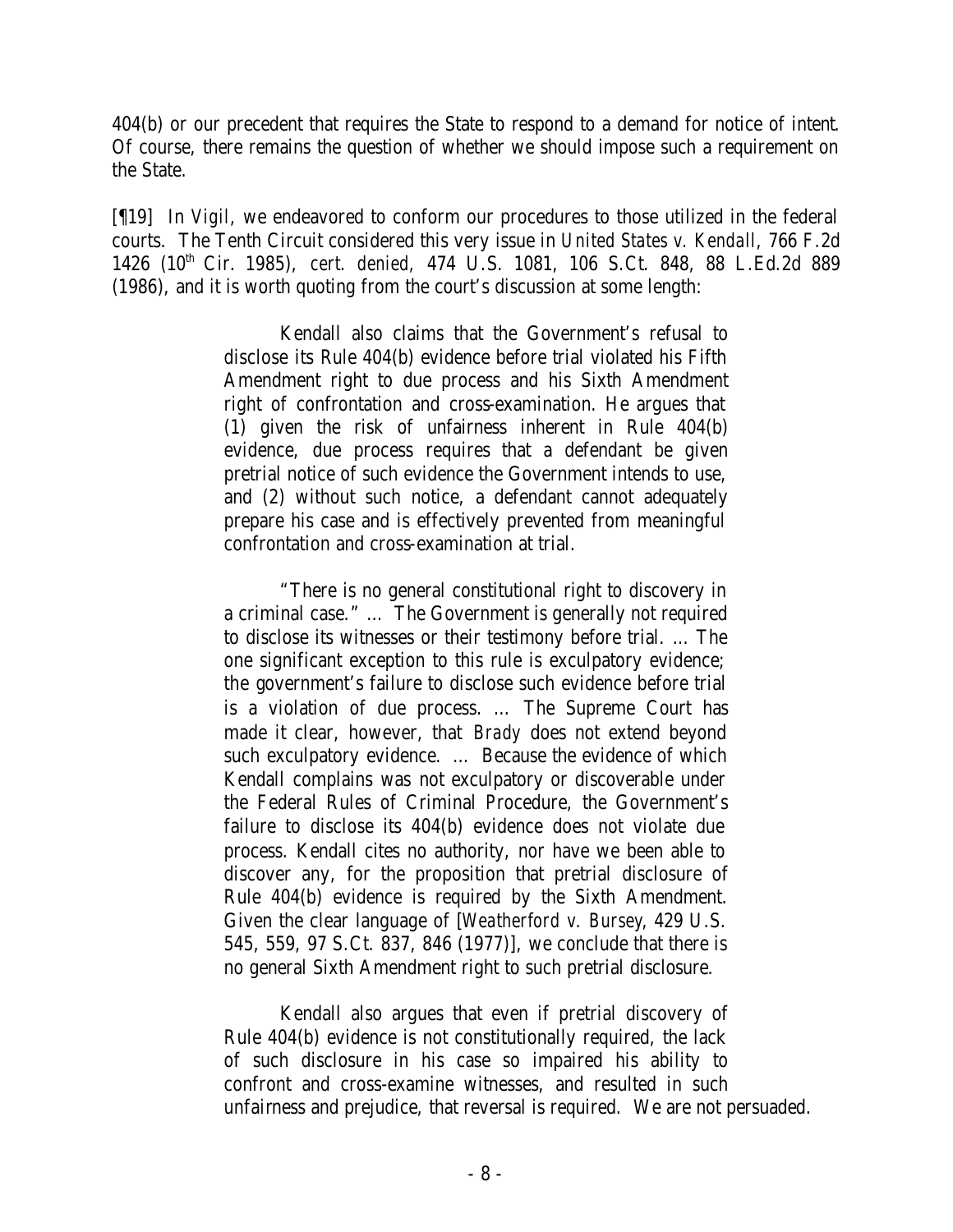404(b) or our precedent that requires the State to respond to a demand for notice of intent. Of course, there remains the question of whether we should impose such a requirement on the State.

[¶19] In *Vigil*, we endeavored to conform our procedures to those utilized in the federal courts. The Tenth Circuit considered this very issue in *United States v. Kendall*, 766 F.2d 1426 (10th Cir. 1985), *cert. denied,* 474 U.S. 1081, 106 S.Ct. 848, 88 L.Ed.2d 889 (1986), and it is worth quoting from the court's discussion at some length:

> Kendall also claims that the Government's refusal to disclose its Rule 404(b) evidence before trial violated his Fifth Amendment right to due process and his Sixth Amendment right of confrontation and cross-examination. He argues that (1) given the risk of unfairness inherent in Rule 404(b) evidence, due process requires that a defendant be given pretrial notice of such evidence the Government intends to use, and (2) without such notice, a defendant cannot adequately prepare his case and is effectively prevented from meaningful confrontation and cross-examination at trial.
>
> "There is no general constitutional right to discovery in a criminal case." … The Government is generally not required to disclose its witnesses or their testimony before trial. … The one significant exception to this rule is exculpatory evidence; the government's failure to disclose such evidence before trial is a violation of due process. … The Supreme Court has made it clear, however, that *Brady* does not extend beyond such exculpatory evidence. … Because the evidence of which Kendall complains was not exculpatory or discoverable under the Federal Rules of Criminal Procedure, the Government's failure to disclose its 404(b) evidence does not violate due process. Kendall cites no authority, nor have we been able to discover any, for the proposition that pretrial disclosure of Rule 404(b) evidence is required by the Sixth Amendment. Given the clear language of [*Weatherford v. Bursey*, 429 U.S. 545, 559, 97 S.Ct. 837, 846 (1977)], we conclude that there is no general Sixth Amendment right to such pretrial disclosure.
>
> Kendall also argues that even if pretrial discovery of Rule 404(b) evidence is not constitutionally required, the lack of such disclosure in his case so impaired his ability to confront and cross-examine witnesses, and resulted in such unfairness and prejudice, that reversal is required. We are not persuaded.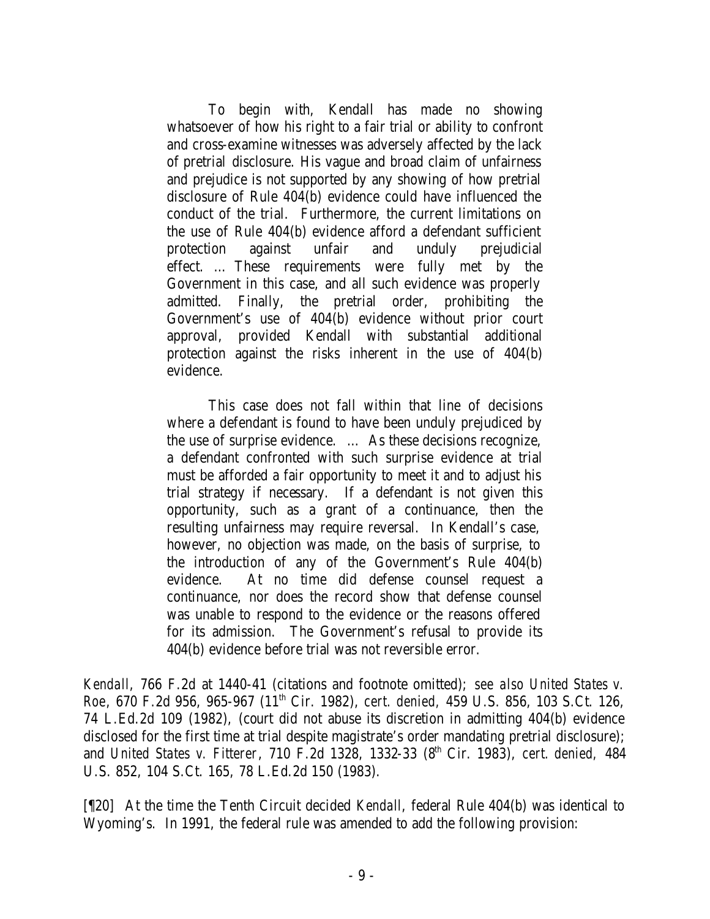> To begin with, Kendall has made no showing whatsoever of how his right to a fair trial or ability to confront and cross-examine witnesses was adversely affected by the lack of pretrial disclosure. His vague and broad claim of unfairness and prejudice is not supported by any showing of how pretrial disclosure of Rule 404(b) evidence could have influenced the conduct of the trial. Furthermore, the current limitations on the use of Rule 404(b) evidence afford a defendant sufficient protection against unfair and unduly prejudicial effect. … These requirements were fully met by the Government in this case, and all such evidence was properly admitted. Finally, the pretrial order, prohibiting the Government's use of 404(b) evidence without prior court approval, provided Kendall with substantial additional protection against the risks inherent in the use of 404(b) evidence.
>
> This case does not fall within that line of decisions where a defendant is found to have been unduly prejudiced by the use of surprise evidence. … As these decisions recognize, a defendant confronted with such surprise evidence at trial must be afforded a fair opportunity to meet it and to adjust his trial strategy if necessary. If a defendant is not given this opportunity, such as a grant of a continuance, then the resulting unfairness may require reversal. In Kendall's case, however, no objection was made, on the basis of surprise, to the introduction of any of the Government's Rule 404(b) evidence. At no time did defense counsel request a continuance, nor does the record show that defense counsel was unable to respond to the evidence or the reasons offered for its admission. The Government's refusal to provide its 404(b) evidence before trial was not reversible error.

*Kendall*, 766 F.2d at 1440-41 (citations and footnote omitted); *see also United States v. Roe*, 670 F.2d 956, 965-967 (11th Cir. 1982), *cert. denied*, 459 U.S. 856, 103 S.Ct. 126, 74 L.Ed.2d 109 (1982), (court did not abuse its discretion in admitting 404(b) evidence disclosed for the first time at trial despite magistrate's order mandating pretrial disclosure); and *United States v. Fitterer*, 710 F.2d 1328, 1332-33 (8th Cir. 1983), *cert. denied*, 484 U.S. 852, 104 S.Ct. 165, 78 L.Ed.2d 150 (1983).

[¶20] At the time the Tenth Circuit decided *Kendall*, federal Rule 404(b) was identical to Wyoming's. In 1991, the federal rule was amended to add the following provision: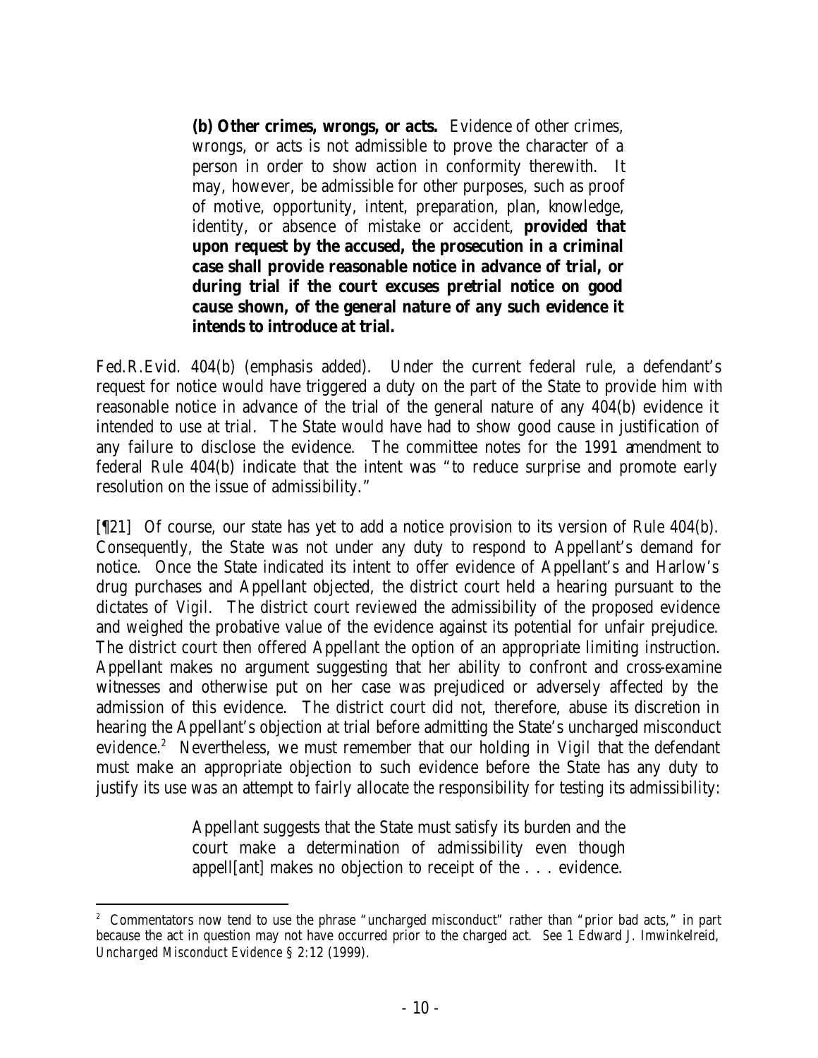> **(b) Other crimes, wrongs, or acts.** Evidence of other crimes, wrongs, or acts is not admissible to prove the character of a person in order to show action in conformity therewith. It may, however, be admissible for other purposes, such as proof of motive, opportunity, intent, preparation, plan, knowledge, identity, or absence of mistake or accident, **provided that upon request by the accused, the prosecution in a criminal case shall provide reasonable notice in advance of trial, or during trial if the court excuses pretrial notice on good cause shown, of the general nature of any such evidence it intends to introduce at trial.**

Fed.R.Evid. 404(b) (emphasis added). Under the current federal rule, a defendant's request for notice would have triggered a duty on the part of the State to provide him with reasonable notice in advance of the trial of the general nature of any 404(b) evidence it intended to use at trial. The State would have had to show good cause in justification of any failure to disclose the evidence. The committee notes for the 1991 amendment to federal Rule 404(b) indicate that the intent was "to reduce surprise and promote early resolution on the issue of admissibility."

[¶21] Of course, our state has yet to add a notice provision to its version of Rule 404(b). Consequently, the State was not under any duty to respond to Appellant's demand for notice. Once the State indicated its intent to offer evidence of Appellant's and Harlow's drug purchases and Appellant objected, the district court held a hearing pursuant to the dictates of *Vigil*. The district court reviewed the admissibility of the proposed evidence and weighed the probative value of the evidence against its potential for unfair prejudice. The district court then offered Appellant the option of an appropriate limiting instruction. Appellant makes no argument suggesting that her ability to confront and cross-examine witnesses and otherwise put on her case was prejudiced or adversely affected by the admission of this evidence. The district court did not, therefore, abuse its discretion in hearing the Appellant's objection at trial before admitting the State's uncharged misconduct evidence.[2] Nevertheless, we must remember that our holding in *Vigil* that the defendant must make an appropriate objection to such evidence before the State has any duty to justify its use was an attempt to fairly allocate the responsibility for testing its admissibility:

> Appellant suggests that the State must satisfy its burden and the court make a determination of admissibility even though appell[ant] makes no objection to receipt of the . . . evidence.

---

[2] Commentators now tend to use the phrase "uncharged misconduct" rather than "prior bad acts," in part because the act in question may not have occurred prior to the charged act. *See* 1 Edward J. Imwinkelreid, *Uncharged Misconduct Evidence* § 2:12 (1999).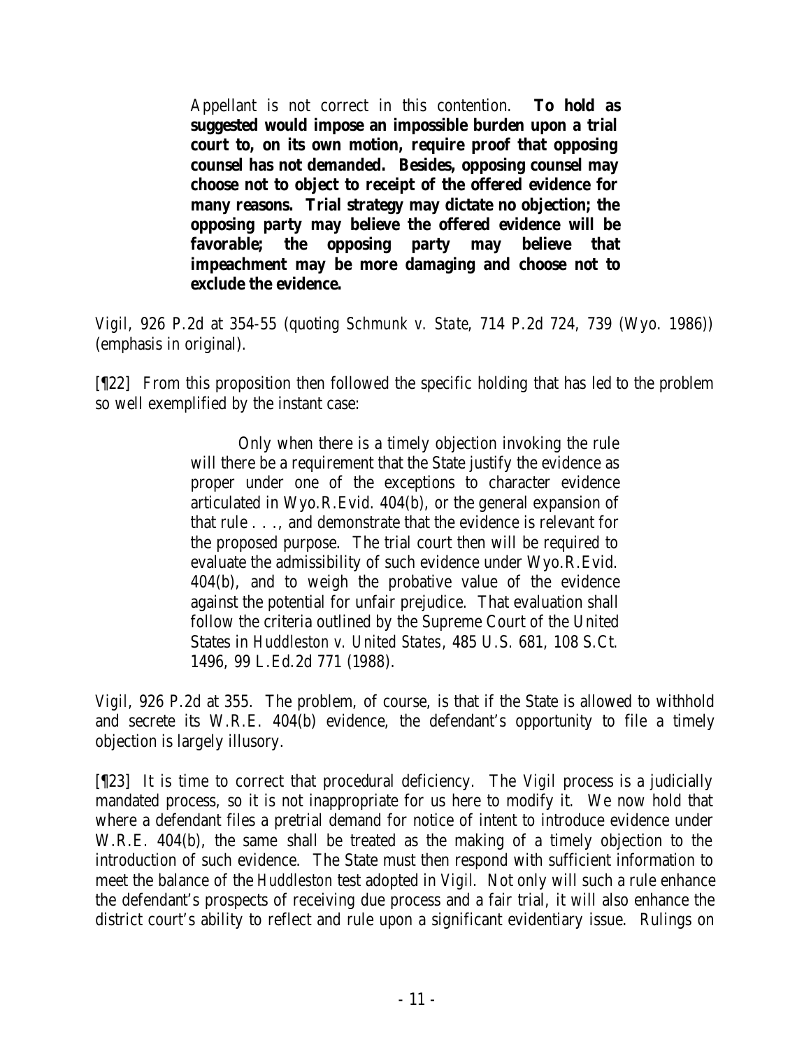> Appellant is not correct in this contention. **To hold as suggested would impose an impossible burden upon a trial court to, on its own motion, require proof that opposing counsel has not demanded. Besides, opposing counsel may choose not to object to receipt of the offered evidence for many reasons. Trial strategy may dictate no objection; the opposing party may believe the offered evidence will be favorable; the opposing party may believe that impeachment may be more damaging and choose not to exclude the evidence.**

*Vigil*, 926 P.2d at 354-55 (quoting *Schmunk v. State*, 714 P.2d 724, 739 (Wyo. 1986)) (emphasis in original).

[¶22] From this proposition then followed the specific holding that has led to the problem so well exemplified by the instant case:

> Only when there is a timely objection invoking the rule will there be a requirement that the State justify the evidence as proper under one of the exceptions to character evidence articulated in Wyo.R.Evid. 404(b), or the general expansion of that rule . . ., and demonstrate that the evidence is relevant for the proposed purpose. The trial court then will be required to evaluate the admissibility of such evidence under Wyo.R.Evid. 404(b), and to weigh the probative value of the evidence against the potential for unfair prejudice. That evaluation shall follow the criteria outlined by the Supreme Court of the United States in *Huddleston v. United States*, 485 U.S. 681, 108 S.Ct. 1496, 99 L.Ed.2d 771 (1988).

*Vigil*, 926 P.2d at 355. The problem, of course, is that if the State is allowed to withhold and secrete its W.R.E. 404(b) evidence, the defendant's opportunity to file a timely objection is largely illusory.

[¶23] It is time to correct that procedural deficiency. The *Vigil* process is a judicially mandated process, so it is not inappropriate for us here to modify it. We now hold that where a defendant files a pretrial demand for notice of intent to introduce evidence under W.R.E. 404(b), the same shall be treated as the making of a timely objection to the introduction of such evidence. The State must then respond with sufficient information to meet the balance of the *Huddleston* test adopted in *Vigil*. Not only will such a rule enhance the defendant's prospects of receiving due process and a fair trial, it will also enhance the district court's ability to reflect and rule upon a significant evidentiary issue. Rulings on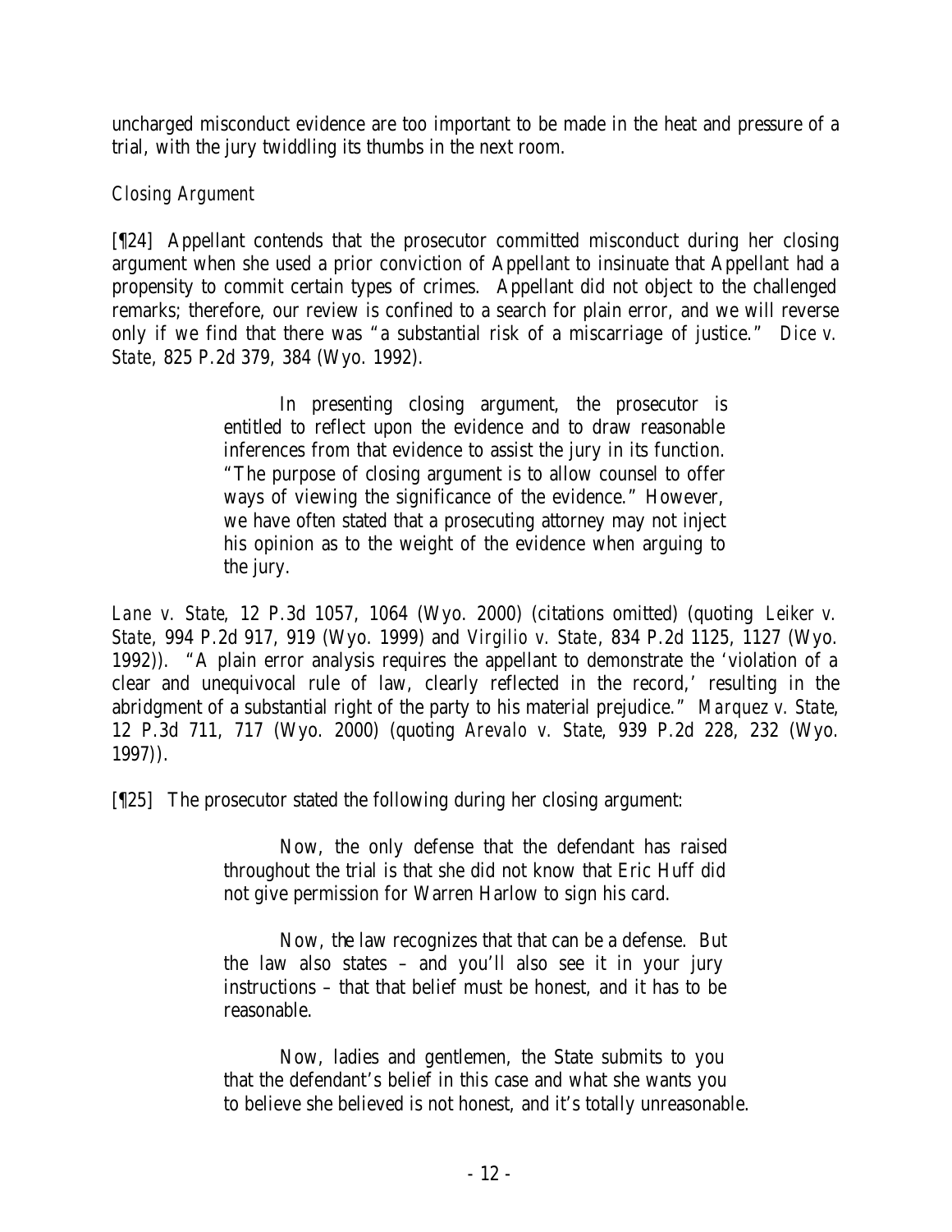uncharged misconduct evidence are too important to be made in the heat and pressure of a trial, with the jury twiddling its thumbs in the next room.

*Closing Argument*

[¶24] Appellant contends that the prosecutor committed misconduct during her closing argument when she used a prior conviction of Appellant to insinuate that Appellant had a propensity to commit certain types of crimes. Appellant did not object to the challenged remarks; therefore, our review is confined to a search for plain error, and we will reverse only if we find that there was "a substantial risk of a miscarriage of justice." *Dice v. State*, 825 P.2d 379, 384 (Wyo. 1992).

> In presenting closing argument, the prosecutor is entitled to reflect upon the evidence and to draw reasonable inferences from that evidence to assist the jury in its function. "The purpose of closing argument is to allow counsel to offer ways of viewing the significance of the evidence." However, we have often stated that a prosecuting attorney may not inject his opinion as to the weight of the evidence when arguing to the jury.

*Lane v. State*, 12 P.3d 1057, 1064 (Wyo. 2000) (citations omitted) (quoting *Leiker v. State*, 994 P.2d 917, 919 (Wyo. 1999) and *Virgilio v. State*, 834 P.2d 1125, 1127 (Wyo. 1992)). "A plain error analysis requires the appellant to demonstrate the 'violation of a clear and unequivocal rule of law, clearly reflected in the record,' resulting in the abridgment of a substantial right of the party to his material prejudice." *Marquez v. State*, 12 P.3d 711, 717 (Wyo. 2000) (quoting *Arevalo v. State*, 939 P.2d 228, 232 (Wyo. 1997)).

[¶25] The prosecutor stated the following during her closing argument:

> Now, the only defense that the defendant has raised throughout the trial is that she did not know that Eric Huff did not give permission for Warren Harlow to sign his card.
>
> Now, the law recognizes that that can be a defense. But the law also states – and you'll also see it in your jury instructions – that that belief must be honest, and it has to be reasonable.
>
> Now, ladies and gentlemen, the State submits to you that the defendant's belief in this case and what she wants you to believe she believed is not honest, and it's totally unreasonable.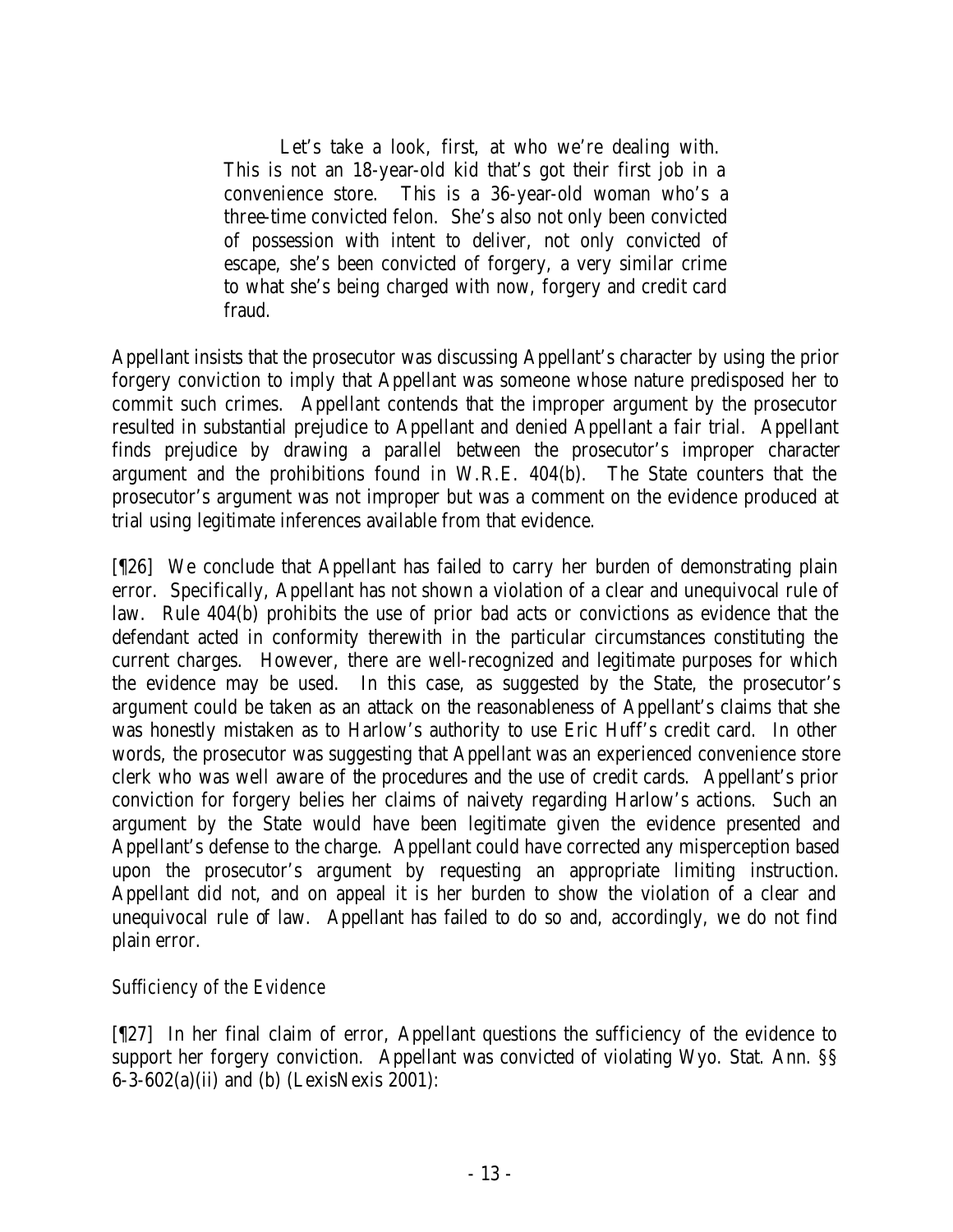> Let's take a look, first, at who we're dealing with. This is not an 18-year-old kid that's got their first job in a convenience store. This is a 36-year-old woman who's a three-time convicted felon. She's also not only been convicted of possession with intent to deliver, not only convicted of escape, she's been convicted of forgery, a very similar crime to what she's being charged with now, forgery and credit card fraud.

Appellant insists that the prosecutor was discussing Appellant's character by using the prior forgery conviction to imply that Appellant was someone whose nature predisposed her to commit such crimes. Appellant contends that the improper argument by the prosecutor resulted in substantial prejudice to Appellant and denied Appellant a fair trial. Appellant finds prejudice by drawing a parallel between the prosecutor's improper character argument and the prohibitions found in W.R.E. 404(b). The State counters that the prosecutor's argument was not improper but was a comment on the evidence produced at trial using legitimate inferences available from that evidence.

[¶26] We conclude that Appellant has failed to carry her burden of demonstrating plain error. Specifically, Appellant has not shown a violation of a clear and unequivocal rule of law. Rule 404(b) prohibits the use of prior bad acts or convictions as evidence that the defendant acted in conformity therewith in the particular circumstances constituting the current charges. However, there are well-recognized and legitimate purposes for which the evidence may be used. In this case, as suggested by the State, the prosecutor's argument could be taken as an attack on the reasonableness of Appellant's claims that she was honestly mistaken as to Harlow's authority to use Eric Huff's credit card. In other words, the prosecutor was suggesting that Appellant was an experienced convenience store clerk who was well aware of the procedures and the use of credit cards. Appellant's prior conviction for forgery belies her claims of naivety regarding Harlow's actions. Such an argument by the State would have been legitimate given the evidence presented and Appellant's defense to the charge. Appellant could have corrected any misperception based upon the prosecutor's argument by requesting an appropriate limiting instruction. Appellant did not, and on appeal it is her burden to show the violation of a clear and unequivocal rule of law. Appellant has failed to do so and, accordingly, we do not find plain error.

*Sufficiency of the Evidence*

[¶27] In her final claim of error, Appellant questions the sufficiency of the evidence to support her forgery conviction. Appellant was convicted of violating Wyo. Stat. Ann. §§ 6-3-602(a)(ii) and (b) (LexisNexis 2001):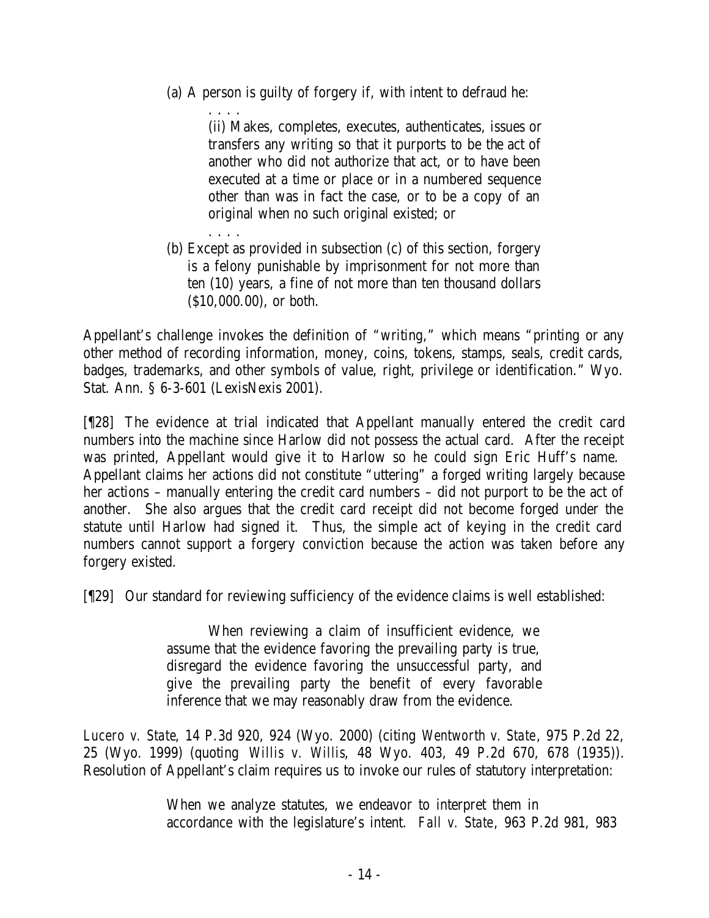> (a) A person is guilty of forgery if, with intent to defraud he:
>
> > . . . .
> >
> > (ii) Makes, completes, executes, authenticates, issues or transfers any writing so that it purports to be the act of another who did not authorize that act, or to have been executed at a time or place or in a numbered sequence other than was in fact the case, or to be a copy of an original when no such original existed; or
> >
> > . . . .
>
> (b) Except as provided in subsection (c) of this section, forgery is a felony punishable by imprisonment for not more than ten (10) years, a fine of not more than ten thousand dollars ($10,000.00), or both.

Appellant's challenge invokes the definition of "writing," which means "printing or any other method of recording information, money, coins, tokens, stamps, seals, credit cards, badges, trademarks, and other symbols of value, right, privilege or identification." Wyo. Stat. Ann. § 6-3-601 (LexisNexis 2001).

[¶28] The evidence at trial indicated that Appellant manually entered the credit card numbers into the machine since Harlow did not possess the actual card. After the receipt was printed, Appellant would give it to Harlow so he could sign Eric Huff's name. Appellant claims her actions did not constitute "uttering" a forged writing largely because her actions – manually entering the credit card numbers – did not purport to be the act of another. She also argues that the credit card receipt did not become forged under the statute until Harlow had signed it. Thus, the simple act of keying in the credit card numbers cannot support a forgery conviction because the action was taken before any forgery existed.

[¶29] Our standard for reviewing sufficiency of the evidence claims is well established:

> When reviewing a claim of insufficient evidence, we assume that the evidence favoring the prevailing party is true, disregard the evidence favoring the unsuccessful party, and give the prevailing party the benefit of every favorable inference that we may reasonably draw from the evidence.

*Lucero v. State*, 14 P.3d 920, 924 (Wyo. 2000) (citing *Wentworth v. State*, 975 P.2d 22, 25 (Wyo. 1999) (quoting *Willis v. Willis*, 48 Wyo. 403, 49 P.2d 670, 678 (1935)). Resolution of Appellant's claim requires us to invoke our rules of statutory interpretation:

> When we analyze statutes, we endeavor to interpret them in accordance with the legislature's intent. *Fall v. State*, 963 P.2d 981, 983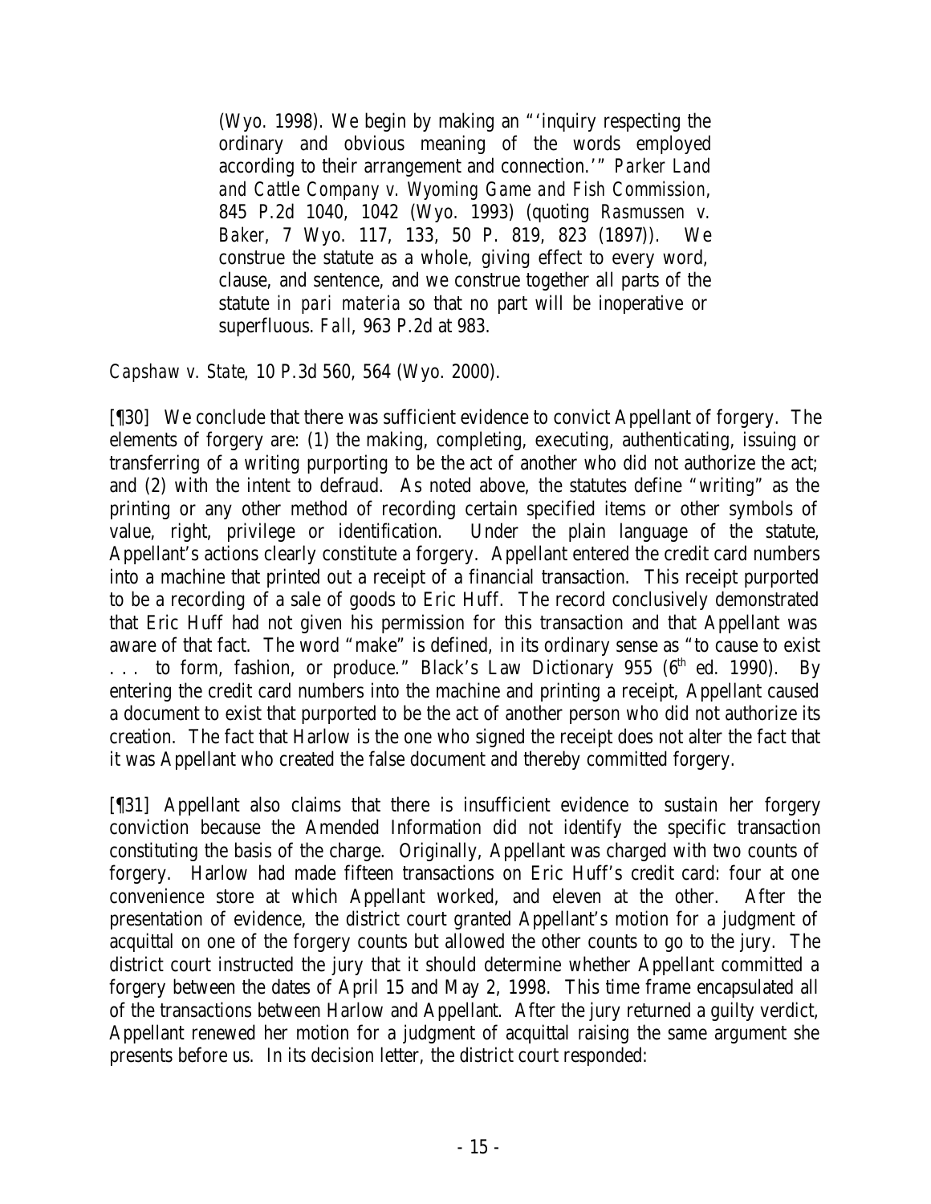> (Wyo. 1998). We begin by making an "'inquiry respecting the ordinary and obvious meaning of the words employed according to their arrangement and connection.'" *Parker Land and Cattle Company v. Wyoming Game and Fish Commission*, 845 P.2d 1040, 1042 (Wyo. 1993) (quoting *Rasmussen v. Baker*, 7 Wyo. 117, 133, 50 P. 819, 823 (1897)). We construe the statute as a whole, giving effect to every word, clause, and sentence, and we construe together all parts of the statute *in pari materia* so that no part will be inoperative or superfluous. *Fall*, 963 P.2d at 983.

*Capshaw v. State*, 10 P.3d 560, 564 (Wyo. 2000).

[¶30] We conclude that there was sufficient evidence to convict Appellant of forgery. The elements of forgery are: (1) the making, completing, executing, authenticating, issuing or transferring of a writing purporting to be the act of another who did not authorize the act; and (2) with the intent to defraud. As noted above, the statutes define "writing" as the printing or any other method of recording certain specified items or other symbols of value, right, privilege or identification. Under the plain language of the statute, Appellant's actions clearly constitute a forgery. Appellant entered the credit card numbers into a machine that printed out a receipt of a financial transaction. This receipt purported to be a recording of a sale of goods to Eric Huff. The record conclusively demonstrated that Eric Huff had not given his permission for this transaction and that Appellant was aware of that fact. The word "make" is defined, in its ordinary sense as "to cause to exist . . . to form, fashion, or produce." Black's Law Dictionary 955 (6th ed. 1990). By entering the credit card numbers into the machine and printing a receipt, Appellant caused a document to exist that purported to be the act of another person who did not authorize its creation. The fact that Harlow is the one who signed the receipt does not alter the fact that it was Appellant who created the false document and thereby committed forgery.

[¶31] Appellant also claims that there is insufficient evidence to sustain her forgery conviction because the Amended Information did not identify the specific transaction constituting the basis of the charge. Originally, Appellant was charged with two counts of forgery. Harlow had made fifteen transactions on Eric Huff's credit card: four at one convenience store at which Appellant worked, and eleven at the other. After the presentation of evidence, the district court granted Appellant's motion for a judgment of acquittal on one of the forgery counts but allowed the other counts to go to the jury. The district court instructed the jury that it should determine whether Appellant committed a forgery between the dates of April 15 and May 2, 1998. This time frame encapsulated all of the transactions between Harlow and Appellant. After the jury returned a guilty verdict, Appellant renewed her motion for a judgment of acquittal raising the same argument she presents before us. In its decision letter, the district court responded: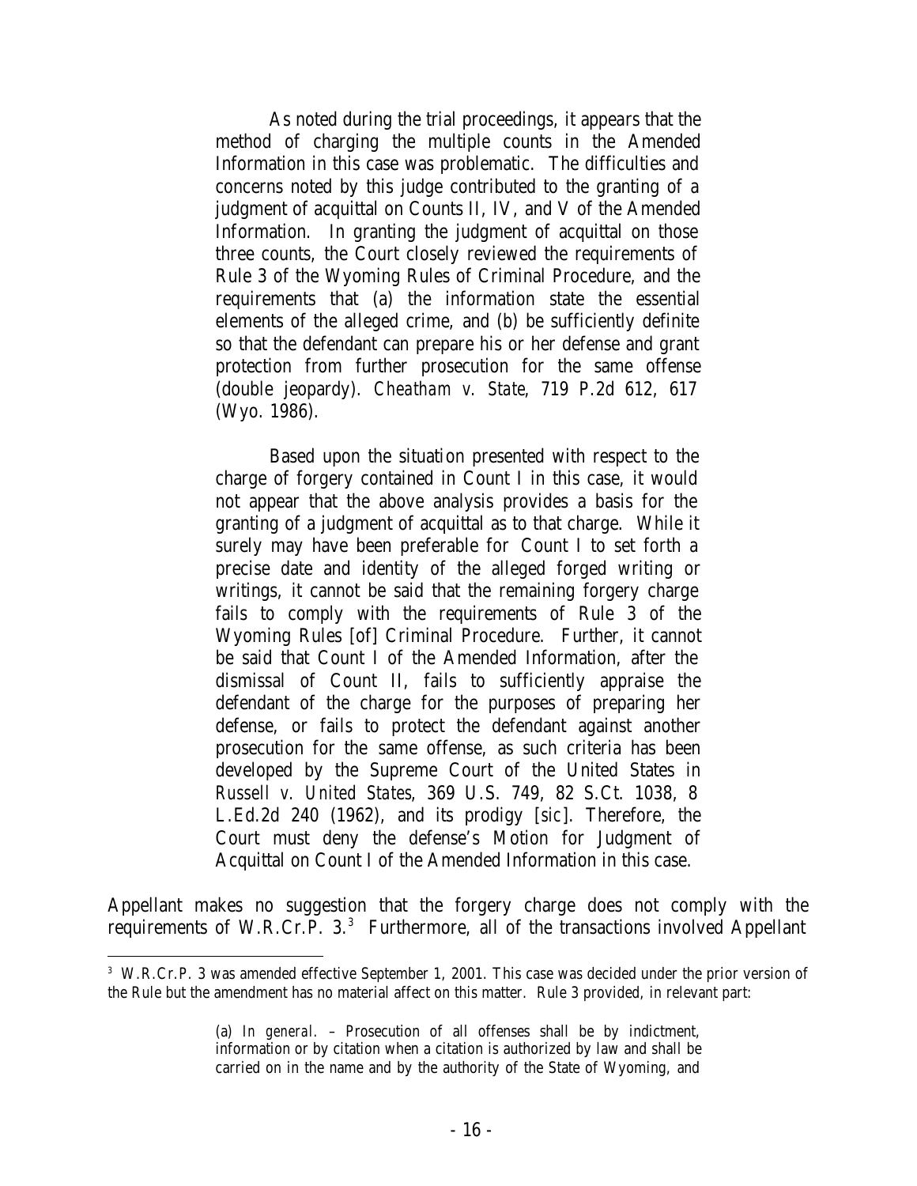> As noted during the trial proceedings, it appears that the method of charging the multiple counts in the Amended Information in this case was problematic. The difficulties and concerns noted by this judge contributed to the granting of a judgment of acquittal on Counts II, IV, and V of the Amended Information. In granting the judgment of acquittal on those three counts, the Court closely reviewed the requirements of Rule 3 of the Wyoming Rules of Criminal Procedure, and the requirements that (a) the information state the essential elements of the alleged crime, and (b) be sufficiently definite so that the defendant can prepare his or her defense and grant protection from further prosecution for the same offense (double jeopardy). *Cheatham v. State*, 719 P.2d 612, 617 (Wyo. 1986).
>
> Based upon the situation presented with respect to the charge of forgery contained in Count I in this case, it would not appear that the above analysis provides a basis for the granting of a judgment of acquittal as to that charge. While it surely may have been preferable for Count I to set forth a precise date and identity of the alleged forged writing or writings, it cannot be said that the remaining forgery charge fails to comply with the requirements of Rule 3 of the Wyoming Rules [of] Criminal Procedure. Further, it cannot be said that Count I of the Amended Information, after the dismissal of Count II, fails to sufficiently appraise the defendant of the charge for the purposes of preparing her defense, or fails to protect the defendant against another prosecution for the same offense, as such criteria has been developed by the Supreme Court of the United States in *Russell v. United States*, 369 U.S. 749, 82 S.Ct. 1038, 8 L.Ed.2d 240 (1962), and its prodigy [*sic*]. Therefore, the Court must deny the defense's Motion for Judgment of Acquittal on Count I of the Amended Information in this case.

Appellant makes no suggestion that the forgery charge does not comply with the requirements of W.R.Cr.P. 3.[3] Furthermore, all of the transactions involved Appellant

---

[3] W.R.Cr.P. 3 was amended effective September 1, 2001. This case was decided under the prior version of the Rule but the amendment has no material affect on this matter. Rule 3 provided, in relevant part:

> (a) *In general*. – Prosecution of all offenses shall be by indictment, information or by citation when a citation is authorized by law and shall be carried on in the name and by the authority of the State of Wyoming, and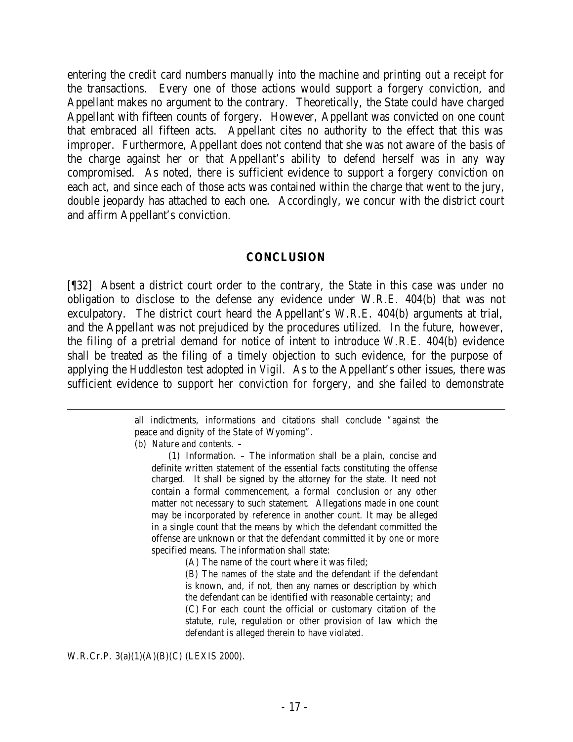entering the credit card numbers manually into the machine and printing out a receipt for the transactions. Every one of those actions would support a forgery conviction, and Appellant makes no argument to the contrary. Theoretically, the State could have charged Appellant with fifteen counts of forgery. However, Appellant was convicted on one count that embraced all fifteen acts. Appellant cites no authority to the effect that this was improper. Furthermore, Appellant does not contend that she was not aware of the basis of the charge against her or that Appellant's ability to defend herself was in any way compromised. As noted, there is sufficient evidence to support a forgery conviction on each act, and since each of those acts was contained within the charge that went to the jury, double jeopardy has attached to each one. Accordingly, we concur with the district court and affirm Appellant's conviction.

## CONCLUSION

[¶32] Absent a district court order to the contrary, the State in this case was under no obligation to disclose to the defense any evidence under W.R.E. 404(b) that was not exculpatory. The district court heard the Appellant's W.R.E. 404(b) arguments at trial, and the Appellant was not prejudiced by the procedures utilized. In the future, however, the filing of a pretrial demand for notice of intent to introduce W.R.E. 404(b) evidence shall be treated as the filing of a timely objection to such evidence, for the purpose of applying the *Huddleston* test adopted in *Vigil*. As to the Appellant's other issues, there was sufficient evidence to support her conviction for forgery, and she failed to demonstrate

---

> all indictments, informations and citations shall conclude "against the peace and dignity of the State of Wyoming".
>
> (b) *Nature and contents.* –
>
> (1) Information. – The information shall be a plain, concise and definite written statement of the essential facts constituting the offense charged. It shall be signed by the attorney for the state. It need not contain a formal commencement, a formal conclusion or any other matter not necessary to such statement. Allegations made in one count may be incorporated by reference in another count. It may be alleged in a single count that the means by which the defendant committed the offense are unknown or that the defendant committed it by one or more specified means. The information shall state:
>
> (A) The name of the court where it was filed;
>
> (B) The names of the state and the defendant if the defendant is known, and, if not, then any names or description by which the defendant can be identified with reasonable certainty; and
>
> (C) For each count the official or customary citation of the statute, rule, regulation or other provision of law which the defendant is alleged therein to have violated.

W.R.Cr.P. 3(a)(1)(A)(B)(C) (LEXIS 2000).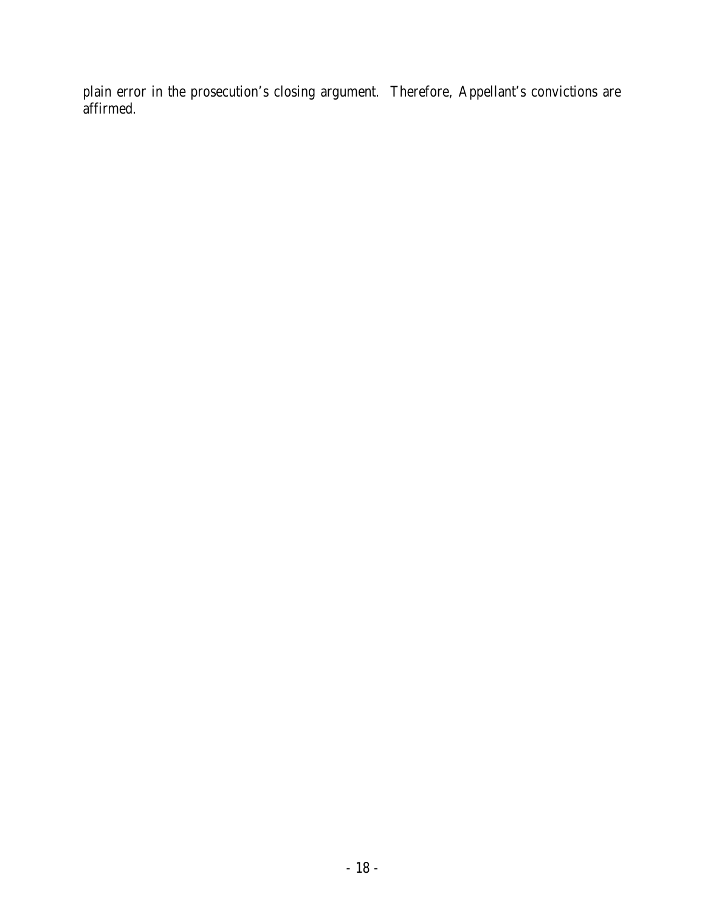plain error in the prosecution's closing argument. Therefore, Appellant's convictions are affirmed.